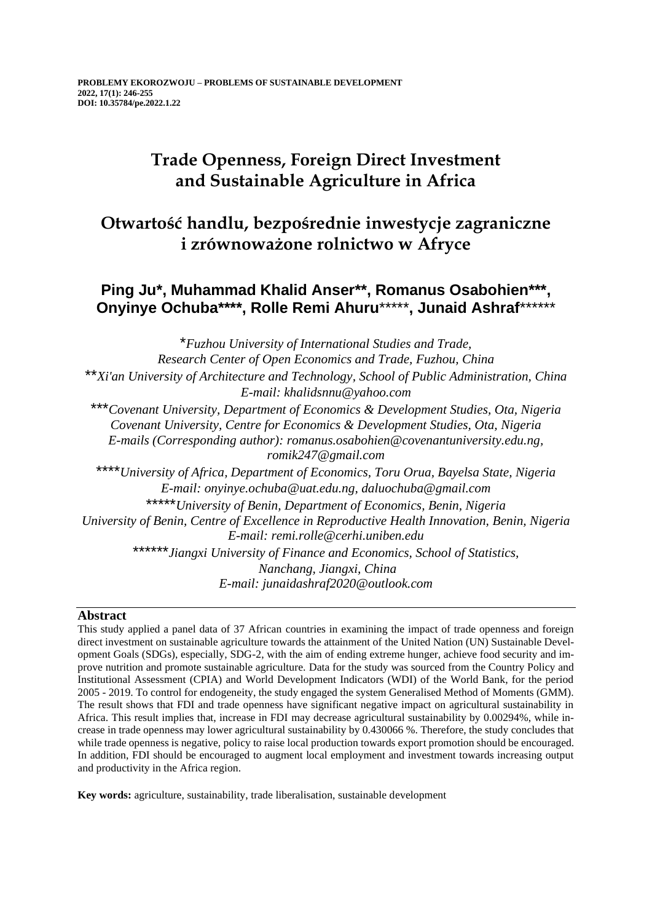**PROBLEMY EKOROZWOJU – PROBLEMS OF SUSTAINABLE DEVELOPMENT**
**2022, 17(1): 246-255**
**DOI: 10.35784/pe.2022.1.22**

# Trade Openness, Foreign Direct Investment and Sustainable Agriculture in Africa

# Otwartość handlu, bezpośrednie inwestycje zagraniczne i zrównoważone rolnictwo w Afryce

**Ping Ju\*, Muhammad Khalid Anser\*\*, Romanus Osabohien\*\*\*, Onyinye Ochuba\*\*\*\*, Rolle Remi Ahuru\*\*\*\*\*, Junaid Ashraf\*\*\*\*\*\***

\**Fuzhou University of International Studies and Trade, Research Center of Open Economics and Trade, Fuzhou, China*

\*\**Xi'an University of Architecture and Technology, School of Public Administration, China*
*E-mail: khalidsnnu@yahoo.com*

\*\*\**Covenant University, Department of Economics & Development Studies, Ota, Nigeria*
*Covenant University, Centre for Economics & Development Studies, Ota, Nigeria*
*E-mails (Corresponding author): romanus.osabohien@covenantuniversity.edu.ng, romik247@gmail.com*

\*\*\*\**University of Africa, Department of Economics, Toru Orua, Bayelsa State, Nigeria*
*E-mail: onyinye.ochuba@uat.edu.ng, daluochuba@gmail.com*

\*\*\*\*\**University of Benin, Department of Economics, Benin, Nigeria*
*University of Benin, Centre of Excellence in Reproductive Health Innovation, Benin, Nigeria*
*E-mail: remi.rolle@cerhi.uniben.edu*

\*\*\*\*\*\**Jiangxi University of Finance and Economics, School of Statistics, Nanchang, Jiangxi, China*
*E-mail: junaidashraf2020@outlook.com*

## Abstract

This study applied a panel data of 37 African countries in examining the impact of trade openness and foreign direct investment on sustainable agriculture towards the attainment of the United Nation (UN) Sustainable Development Goals (SDGs), especially, SDG-2, with the aim of ending extreme hunger, achieve food security and improve nutrition and promote sustainable agriculture. Data for the study was sourced from the Country Policy and Institutional Assessment (CPIA) and World Development Indicators (WDI) of the World Bank, for the period 2005 - 2019. To control for endogeneity, the study engaged the system Generalised Method of Moments (GMM). The result shows that FDI and trade openness have significant negative impact on agricultural sustainability in Africa. This result implies that, increase in FDI may decrease agricultural sustainability by 0.00294%, while increase in trade openness may lower agricultural sustainability by 0.430066 %. Therefore, the study concludes that while trade openness is negative, policy to raise local production towards export promotion should be encouraged. In addition, FDI should be encouraged to augment local employment and investment towards increasing output and productivity in the Africa region.

**Key words:** agriculture, sustainability, trade liberalisation, sustainable development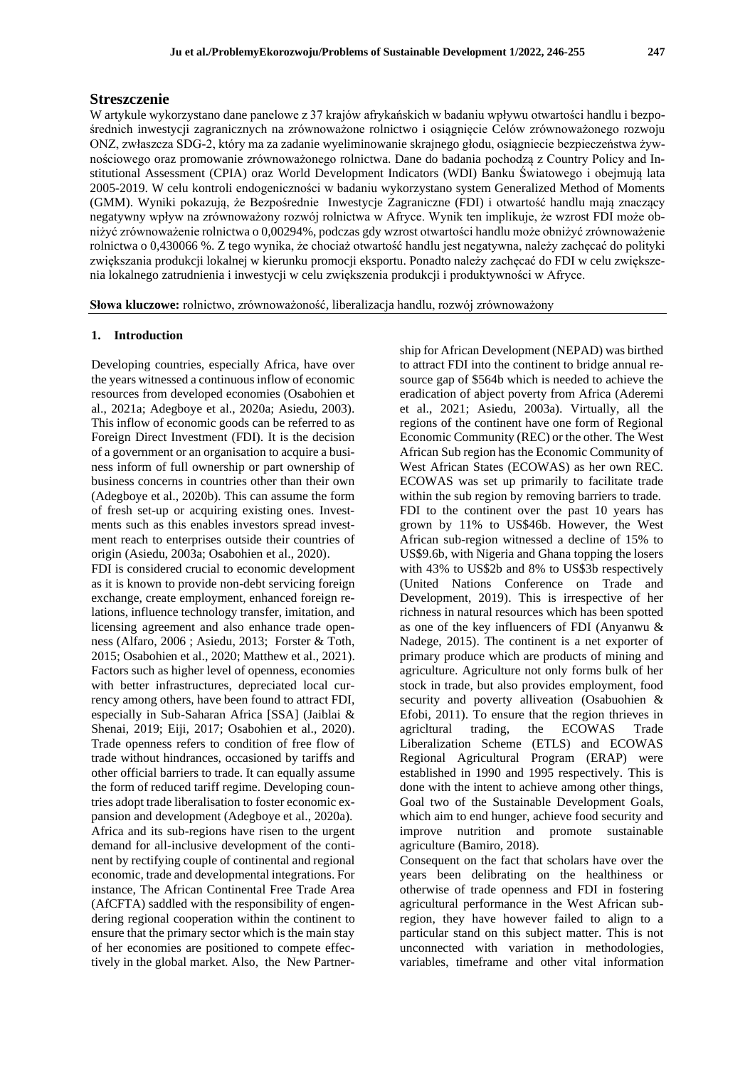## Streszczenie

W artykule wykorzystano dane panelowe z 37 krajów afrykańskich w badaniu wpływu otwartości handlu i bezpośrednich inwestycji zagranicznych na zrównoważone rolnictwo i osiągnięcie Celów zrównoważonego rozwoju ONZ, zwłaszcza SDG-2, który ma za zadanie wyeliminowanie skrajnego głodu, osiągniecie bezpieczeństwa żywnościowego oraz promowanie zrównoważonego rolnictwa. Dane do badania pochodzą z Country Policy and Institutional Assessment (CPIA) oraz World Development Indicators (WDI) Banku Światowego i obejmują lata 2005-2019. W celu kontroli endogeniczności w badaniu wykorzystano system Generalized Method of Moments (GMM). Wyniki pokazują, że Bezpośrednie Inwestycje Zagraniczne (FDI) i otwartość handlu mają znaczący negatywny wpływ na zrównoważony rozwój rolnictwa w Afryce. Wynik ten implikuje, że wzrost FDI może obniżyć zrównoważenie rolnictwa o 0,00294%, podczas gdy wzrost otwartości handlu może obniżyć zrównoważenie rolnictwa o 0,430066 %. Z tego wynika, że chociaż otwartość handlu jest negatywna, należy zachęcać do polityki zwiększania produkcji lokalnej w kierunku promocji eksportu. Ponadto należy zachęcać do FDI w celu zwiększenia lokalnego zatrudnienia i inwestycji w celu zwiększenia produkcji i produktywności w Afryce.

**Słowa kluczowe:** rolnictwo, zrównoważoność, liberalizacja handlu, rozwój zrównoważony

## 1. Introduction

Developing countries, especially Africa, have over the years witnessed a continuous inflow of economic resources from developed economies (Osabohien et al., 2021a; Adegboye et al., 2020a; Asiedu, 2003). This inflow of economic goods can be referred to as Foreign Direct Investment (FDI). It is the decision of a government or an organisation to acquire a business inform of full ownership or part ownership of business concerns in countries other than their own (Adegboye et al., 2020b). This can assume the form of fresh set-up or acquiring existing ones. Investments such as this enables investors spread investment reach to enterprises outside their countries of origin (Asiedu, 2003a; Osabohien et al., 2020).

FDI is considered crucial to economic development as it is known to provide non-debt servicing foreign exchange, create employment, enhanced foreign relations, influence technology transfer, imitation, and licensing agreement and also enhance trade openness (Alfaro, 2006 ; Asiedu, 2013; Forster & Toth, 2015; Osabohien et al., 2020; Matthew et al., 2021). Factors such as higher level of openness, economies with better infrastructures, depreciated local currency among others, have been found to attract FDI, especially in Sub-Saharan Africa [SSA] (Jaiblai & Shenai, 2019; Eiji, 2017; Osabohien et al., 2020). Trade openness refers to condition of free flow of trade without hindrances, occasioned by tariffs and other official barriers to trade. It can equally assume the form of reduced tariff regime. Developing countries adopt trade liberalisation to foster economic expansion and development (Adegboye et al., 2020a).

Africa and its sub-regions have risen to the urgent demand for all-inclusive development of the continent by rectifying couple of continental and regional economic, trade and developmental integrations. For instance, The African Continental Free Trade Area (AfCFTA) saddled with the responsibility of engendering regional cooperation within the continent to ensure that the primary sector which is the main stay of her economies are positioned to compete effectively in the global market. Also, the New Partnership for African Development (NEPAD) was birthed to attract FDI into the continent to bridge annual resource gap of $564b which is needed to achieve the eradication of abject poverty from Africa (Aderemi et al., 2021; Asiedu, 2003a). Virtually, all the regions of the continent have one form of Regional Economic Community (REC) or the other. The West African Sub region has the Economic Community of West African States (ECOWAS) as her own REC. ECOWAS was set up primarily to facilitate trade within the sub region by removing barriers to trade.

FDI to the continent over the past 10 years has grown by 11% to US$46b. However, the West African sub-region witnessed a decline of 15% to US$9.6b, with Nigeria and Ghana topping the losers with 43% to US$2b and 8% to US$3b respectively (United Nations Conference on Trade and Development, 2019). This is irrespective of her richness in natural resources which has been spotted as one of the key influencers of FDI (Anyanwu & Nadege, 2015). The continent is a net exporter of primary produce which are products of mining and agriculture. Agriculture not only forms bulk of her stock in trade, but also provides employment, food security and poverty alliveation (Osabuohien & Efobi, 2011). To ensure that the region thrieves in agricltural trading, the ECOWAS Trade Liberalization Scheme (ETLS) and ECOWAS Regional Agricultural Program (ERAP) were established in 1990 and 1995 respectively. This is done with the intent to achieve among other things, Goal two of the Sustainable Development Goals, which aim to end hunger, achieve food security and improve nutrition and promote sustainable agriculture (Bamiro, 2018).

Consequent on the fact that scholars have over the years been delibrating on the healthiness or otherwise of trade openness and FDI in fostering agricultural performance in the West African sub-region, they have however failed to align to a particular stand on this subject matter. This is not unconnected with variation in methodologies, variables, timeframe and other vital information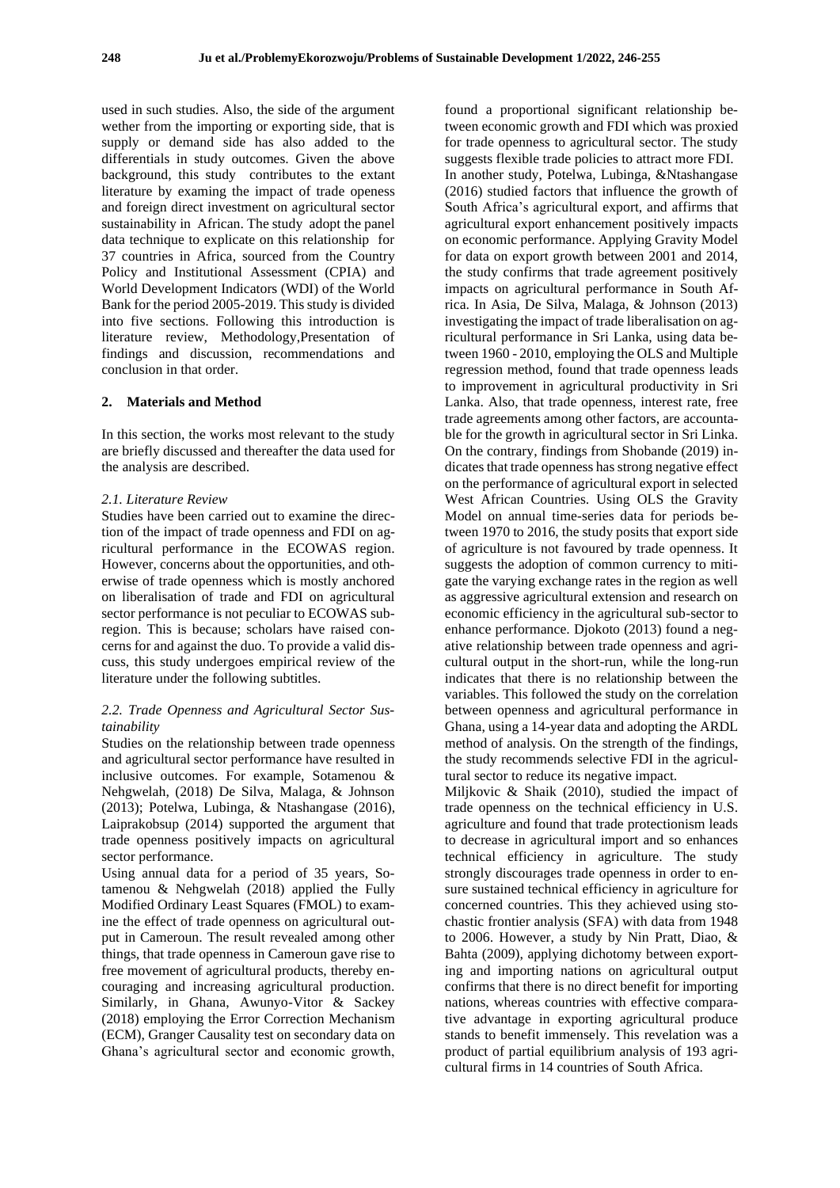used in such studies. Also, the side of the argument wether from the importing or exporting side, that is supply or demand side has also added to the differentials in study outcomes. Given the above background, this study contributes to the extant literature by examing the impact of trade openess and foreign direct investment on agricultural sector sustainability in African. The study adopt the panel data technique to explicate on this relationship for 37 countries in Africa, sourced from the Country Policy and Institutional Assessment (CPIA) and World Development Indicators (WDI) of the World Bank for the period 2005-2019. This study is divided into five sections. Following this introduction is literature review, Methodology,Presentation of findings and discussion, recommendations and conclusion in that order.

## 2. Materials and Method

In this section, the works most relevant to the study are briefly discussed and thereafter the data used for the analysis are described.

### *2.1. Literature Review*

Studies have been carried out to examine the direction of the impact of trade openness and FDI on agricultural performance in the ECOWAS region. However, concerns about the opportunities, and otherwise of trade openness which is mostly anchored on liberalisation of trade and FDI on agricultural sector performance is not peculiar to ECOWAS subregion. This is because; scholars have raised concerns for and against the duo. To provide a valid discuss, this study undergoes empirical review of the literature under the following subtitles.

### *2.2. Trade Openness and Agricultural Sector Sustainability*

Studies on the relationship between trade openness and agricultural sector performance have resulted in inclusive outcomes. For example, Sotamenou & Nehgwelah, (2018) De Silva, Malaga, & Johnson (2013); Potelwa, Lubinga, & Ntashangase (2016), Laiprakobsup (2014) supported the argument that trade openness positively impacts on agricultural sector performance.

Using annual data for a period of 35 years, Sotamenou & Nehgwelah (2018) applied the Fully Modified Ordinary Least Squares (FMOL) to examine the effect of trade openness on agricultural output in Cameroun. The result revealed among other things, that trade openness in Cameroun gave rise to free movement of agricultural products, thereby encouraging and increasing agricultural production. Similarly, in Ghana, Awunyo-Vitor & Sackey (2018) employing the Error Correction Mechanism (ECM), Granger Causality test on secondary data on Ghana's agricultural sector and economic growth, found a proportional significant relationship between economic growth and FDI which was proxied for trade openness to agricultural sector. The study suggests flexible trade policies to attract more FDI.

In another study, Potelwa, Lubinga, &Ntashangase (2016) studied factors that influence the growth of South Africa's agricultural export, and affirms that agricultural export enhancement positively impacts on economic performance. Applying Gravity Model for data on export growth between 2001 and 2014, the study confirms that trade agreement positively impacts on agricultural performance in South Africa. In Asia, De Silva, Malaga, & Johnson (2013) investigating the impact of trade liberalisation on agricultural performance in Sri Lanka, using data between 1960 - 2010, employing the OLS and Multiple regression method, found that trade openness leads to improvement in agricultural productivity in Sri Lanka. Also, that trade openness, interest rate, free trade agreements among other factors, are accountable for the growth in agricultural sector in Sri Linka. On the contrary, findings from Shobande (2019) indicates that trade openness has strong negative effect on the performance of agricultural export in selected West African Countries. Using OLS the Gravity Model on annual time-series data for periods between 1970 to 2016, the study posits that export side of agriculture is not favoured by trade openness. It suggests the adoption of common currency to mitigate the varying exchange rates in the region as well as aggressive agricultural extension and research on economic efficiency in the agricultural sub-sector to enhance performance. Djokoto (2013) found a negative relationship between trade openness and agricultural output in the short-run, while the long-run indicates that there is no relationship between the variables. This followed the study on the correlation between openness and agricultural performance in Ghana, using a 14-year data and adopting the ARDL method of analysis. On the strength of the findings, the study recommends selective FDI in the agricultural sector to reduce its negative impact.

Miljkovic & Shaik (2010), studied the impact of trade openness on the technical efficiency in U.S. agriculture and found that trade protectionism leads to decrease in agricultural import and so enhances technical efficiency in agriculture. The study strongly discourages trade openness in order to ensure sustained technical efficiency in agriculture for concerned countries. This they achieved using stochastic frontier analysis (SFA) with data from 1948 to 2006. However, a study by Nin Pratt, Diao, & Bahta (2009), applying dichotomy between exporting and importing nations on agricultural output confirms that there is no direct benefit for importing nations, whereas countries with effective comparative advantage in exporting agricultural produce stands to benefit immensely. This revelation was a product of partial equilibrium analysis of 193 agricultural firms in 14 countries of South Africa.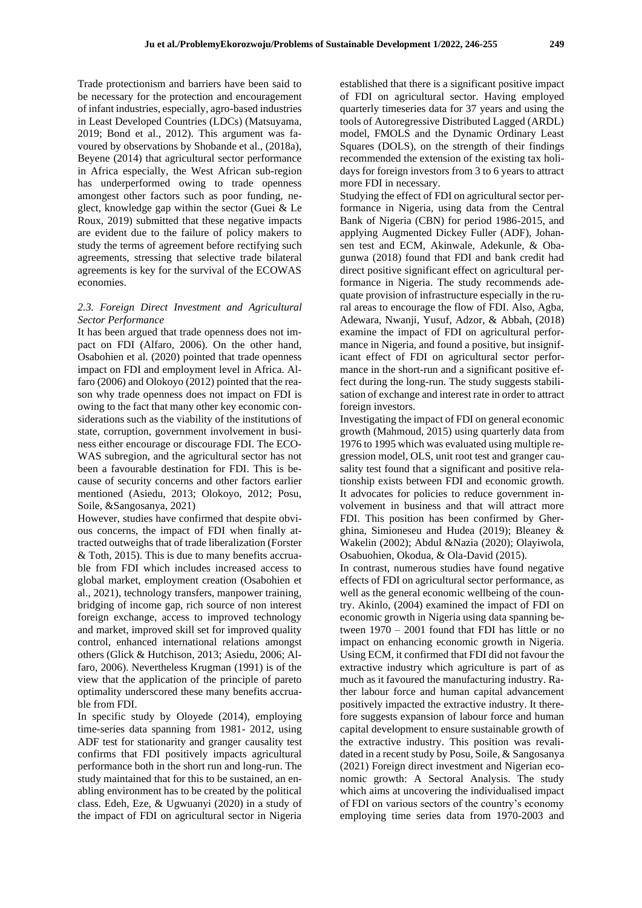Trade protectionism and barriers have been said to be necessary for the protection and encouragement of infant industries, especially, agro-based industries in Least Developed Countries (LDCs) (Matsuyama, 2019; Bond et al., 2012). This argument was favoured by observations by Shobande et al., (2018a), Beyene (2014) that agricultural sector performance in Africa especially, the West African sub-region has underperformed owing to trade openness amongest other factors such as poor funding, neglect, knowledge gap within the sector (Guei & Le Roux, 2019) submitted that these negative impacts are evident due to the failure of policy makers to study the terms of agreement before rectifying such agreements, stressing that selective trade bilateral agreements is key for the survival of the ECOWAS economies.

### *2.3. Foreign Direct Investment and Agricultural Sector Performance*

It has been argued that trade openness does not impact on FDI (Alfaro, 2006). On the other hand, Osabohien et al. (2020) pointed that trade openness impact on FDI and employment level in Africa. Alfaro (2006) and Olokoyo (2012) pointed that the reason why trade openness does not impact on FDI is owing to the fact that many other key economic considerations such as the viability of the institutions of state, corruption, government involvement in business either encourage or discourage FDI. The ECOWAS subregion, and the agricultural sector has not been a favourable destination for FDI. This is because of security concerns and other factors earlier mentioned (Asiedu, 2013; Olokoyo, 2012; Posu, Soile, &Sangosanya, 2021)

However, studies have confirmed that despite obvious concerns, the impact of FDI when finally attracted outweighs that of trade liberalization (Forster & Toth, 2015). This is due to many benefits accruable from FDI which includes increased access to global market, employment creation (Osabohien et al., 2021), technology transfers, manpower training, bridging of income gap, rich source of non interest foreign exchange, access to improved technology and market, improved skill set for improved quality control, enhanced international relations amongst others (Glick & Hutchison, 2013; Asiedu, 2006; Alfaro, 2006). Nevertheless Krugman (1991) is of the view that the application of the principle of pareto optimality underscored these many benefits accruable from FDI.

In specific study by Oloyede (2014), employing time-series data spanning from 1981- 2012, using ADF test for stationarity and granger causality test confirms that FDI positively impacts agricultural performance both in the short run and long-run. The study maintained that for this to be sustained, an enabling environment has to be created by the political class. Edeh, Eze, & Ugwuanyi (2020) in a study of the impact of FDI on agricultural sector in Nigeria established that there is a significant positive impact of FDI on agricultural sector. Having employed quarterly timeseries data for 37 years and using the tools of Autoregressive Distributed Lagged (ARDL) model, FMOLS and the Dynamic Ordinary Least Squares (DOLS), on the strength of their findings recommended the extension of the existing tax holidays for foreign investors from 3 to 6 years to attract more FDI in necessary.

Studying the effect of FDI on agricultural sector performance in Nigeria, using data from the Central Bank of Nigeria (CBN) for period 1986-2015, and applying Augmented Dickey Fuller (ADF), Johansen test and ECM, Akinwale, Adekunle, & Obagunwa (2018) found that FDI and bank credit had direct positive significant effect on agricultural performance in Nigeria. The study recommends adequate provision of infrastructure especially in the rural areas to encourage the flow of FDI. Also, Agba, Adewara, Nwanji, Yusuf, Adzor, & Abbah, (2018) examine the impact of FDI on agricultural performance in Nigeria, and found a positive, but insignificant effect of FDI on agricultural sector performance in the short-run and a significant positive effect during the long-run. The study suggests stabilisation of exchange and interest rate in order to attract foreign investors.

Investigating the impact of FDI on general economic growth (Mahmoud, 2015) using quarterly data from 1976 to 1995 which was evaluated using multiple regression model, OLS, unit root test and granger causality test found that a significant and positive relationship exists between FDI and economic growth. It advocates for policies to reduce government involvement in business and that will attract more FDI. This position has been confirmed by Gherghina, Simioneseu and Hudea (2019); Bleaney & Wakelin (2002); Abdul &Nazia (2020); Olayiwola, Osabuohien, Okodua, & Ola-David (2015).

In contrast, numerous studies have found negative effects of FDI on agricultural sector performance, as well as the general economic wellbeing of the country. Akinlo, (2004) examined the impact of FDI on economic growth in Nigeria using data spanning between 1970 – 2001 found that FDI has little or no impact on enhancing economic growth in Nigeria. Using ECM, it confirmed that FDI did not favour the extractive industry which agriculture is part of as much as it favoured the manufacturing industry. Rather labour force and human capital advancement positively impacted the extractive industry. It therefore suggests expansion of labour force and human capital development to ensure sustainable growth of the extractive industry. This position was revalidated in a recent study by Posu, Soile, & Sangosanya (2021) Foreign direct investment and Nigerian economic growth: A Sectoral Analysis. The study which aims at uncovering the individualised impact of FDI on various sectors of the country's economy employing time series data from 1970-2003 and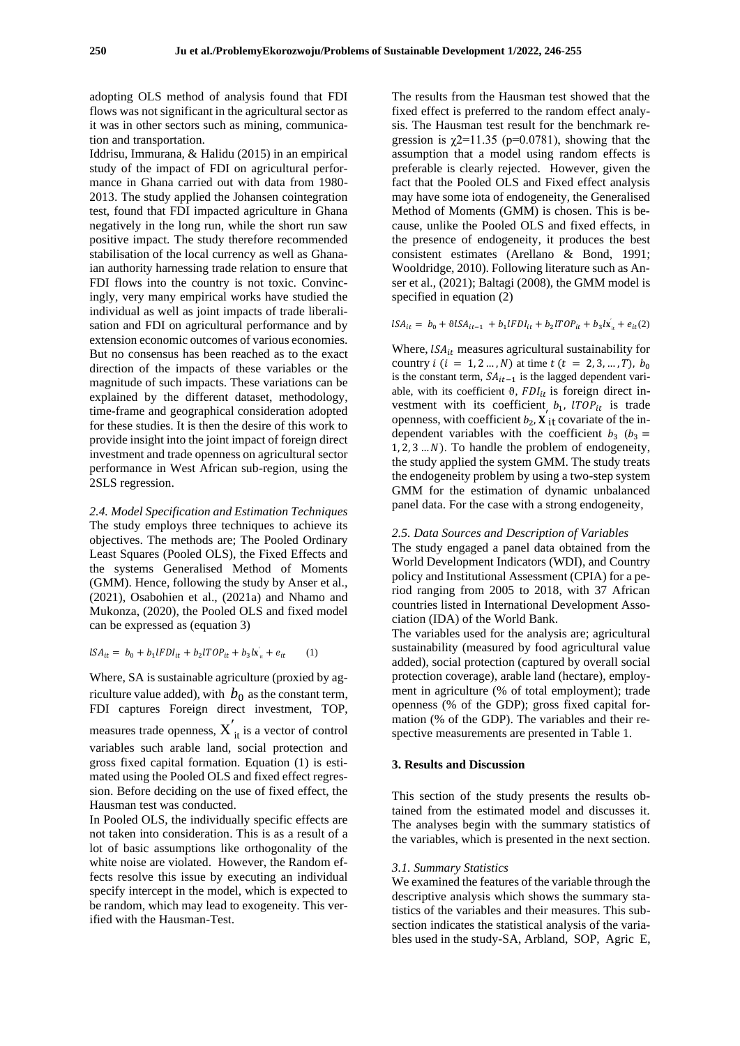adopting OLS method of analysis found that FDI flows was not significant in the agricultural sector as it was in other sectors such as mining, communication and transportation.

Iddrisu, Immurana, & Halidu (2015) in an empirical study of the impact of FDI on agricultural performance in Ghana carried out with data from 1980-2013. The study applied the Johansen cointegration test, found that FDI impacted agriculture in Ghana negatively in the long run, while the short run saw positive impact. The study therefore recommended stabilisation of the local currency as well as Ghanaian authority harnessing trade relation to ensure that FDI flows into the country is not toxic. Convincingly, very many empirical works have studied the individual as well as joint impacts of trade liberalisation and FDI on agricultural performance and by extension economic outcomes of various economies. But no consensus has been reached as to the exact direction of the impacts of these variables or the magnitude of such impacts. These variations can be explained by the different dataset, methodology, time-frame and geographical consideration adopted for these studies. It is then the desire of this work to provide insight into the joint impact of foreign direct investment and trade openness on agricultural sector performance in West African sub-region, using the 2SLS regression.

*2.4. Model Specification and Estimation Techniques*

The study employs three techniques to achieve its objectives. The methods are; The Pooled Ordinary Least Squares (Pooled OLS), the Fixed Effects and the systems Generalised Method of Moments (GMM). Hence, following the study by Anser et al., (2021), Osabohien et al., (2021a) and Nhamo and Mukonza, (2020), the Pooled OLS and fixed model can be expressed as (equation 3)

$$lSA_{it} = b_0 + b_1 lFDI_{it} + b_2 lTOP_{it} + b_3 lx'_{it} + e_{it} \qquad (1)$$

Where, SA is sustainable agriculture (proxied by agriculture value added), with $b_0$ as the constant term, FDI captures Foreign direct investment, TOP, measures trade openness, $X'_{it}$ is a vector of control variables such arable land, social protection and gross fixed capital formation. Equation (1) is estimated using the Pooled OLS and fixed effect regression. Before deciding on the use of fixed effect, the Hausman test was conducted.

In Pooled OLS, the individually specific effects are not taken into consideration. This is as a result of a lot of basic assumptions like orthogonality of the white noise are violated. However, the Random effects resolve this issue by executing an individual specify intercept in the model, which is expected to be random, which may lead to exogeneity. This verified with the Hausman-Test.

The results from the Hausman test showed that the fixed effect is preferred to the random effect analysis. The Hausman test result for the benchmark regression is $\chi 2=11.35$ ($p=0.0781$), showing that the assumption that a model using random effects is preferable is clearly rejected. However, given the fact that the Pooled OLS and Fixed effect analysis may have some iota of endogeneity, the Generalised Method of Moments (GMM) is chosen. This is because, unlike the Pooled OLS and fixed effects, in the presence of endogeneity, it produces the best consistent estimates (Arellano & Bond, 1991; Wooldridge, 2010). Following literature such as Anser et al., (2021); Baltagi (2008), the GMM model is specified in equation (2)

$$lSA_{it} = b_0 + \vartheta lSA_{it-1} + b_1 lFDI_{it} + b_2 lTOP_{it} + b_3 lx'_{it} + e_{it} (2)$$

Where, $lSA_{it}$ measures agricultural sustainability for country $i$ ($i = 1, 2 \ldots, N$) at time $t$ ($t = 2, 3, \ldots, T$), $b_0$ is the constant term, $SA_{it-1}$ is the lagged dependent variable, with its coefficient $\vartheta$, $FDI_{it}$ is foreign direct investment with its coefficient, $b_1$, $lTOP_{it}$ is trade openness, with coefficient $b_2$, $\mathbf{X}_{it}$ covariate of the independent variables with the coefficient $b_3$ ($b_3 = 1, 2, 3 \ldots N$). To handle the problem of endogeneity, the study applied the system GMM. The study treats the endogeneity problem by using a two-step system GMM for the estimation of dynamic unbalanced panel data. For the case with a strong endogeneity,

*2.5. Data Sources and Description of Variables*

The study engaged a panel data obtained from the World Development Indicators (WDI), and Country policy and Institutional Assessment (CPIA) for a period ranging from 2005 to 2018, with 37 African countries listed in International Development Association (IDA) of the World Bank.

The variables used for the analysis are; agricultural sustainability (measured by food agricultural value added), social protection (captured by overall social protection coverage), arable land (hectare), employment in agriculture (% of total employment); trade openness (% of the GDP); gross fixed capital formation (% of the GDP). The variables and their respective measurements are presented in Table 1.

## 3. Results and Discussion

This section of the study presents the results obtained from the estimated model and discusses it. The analyses begin with the summary statistics of the variables, which is presented in the next section.

*3.1. Summary Statistics*

We examined the features of the variable through the descriptive analysis which shows the summary statistics of the variables and their measures. This subsection indicates the statistical analysis of the variables used in the study-SA, Arbland, SOP, Agric E,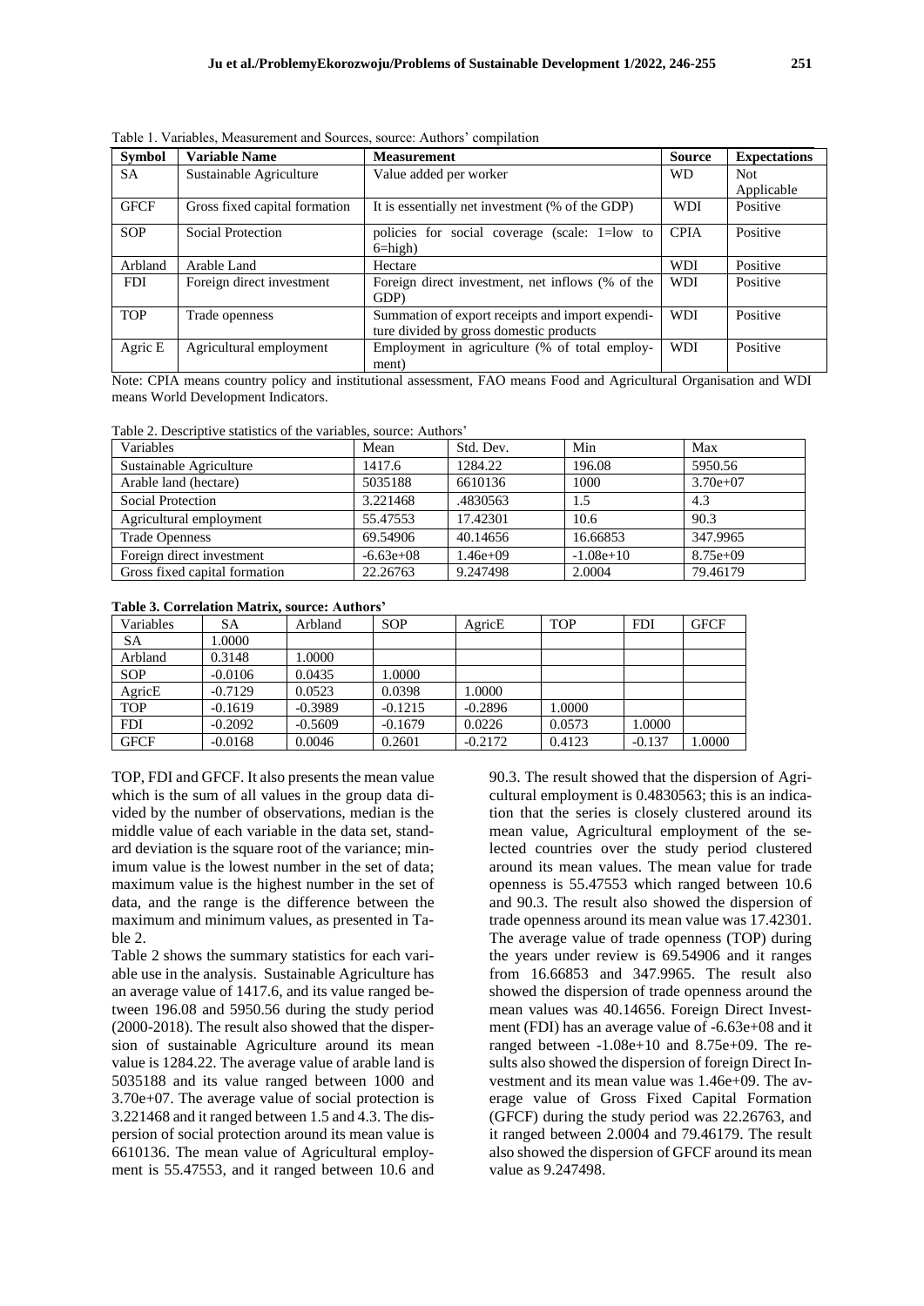Table 1. Variables, Measurement and Sources, source: Authors' compilation

| Symbol | Variable Name | Measurement | Source | Expectations |
|---|---|---|---|---|
| SA | Sustainable Agriculture | Value added per worker | WD | Not Applicable |
| GFCF | Gross fixed capital formation | It is essentially net investment (% of the GDP) | WDI | Positive |
| SOP | Social Protection | policies for social coverage (scale: 1=low to 6=high) | CPIA | Positive |
| Arbland | Arable Land | Hectare | WDI | Positive |
| FDI | Foreign direct investment | Foreign direct investment, net inflows (% of the GDP) | WDI | Positive |
| TOP | Trade openness | Summation of export receipts and import expenditure divided by gross domestic products | WDI | Positive |
| Agric E | Agricultural employment | Employment in agriculture (% of total employment) | WDI | Positive |

Note: CPIA means country policy and institutional assessment, FAO means Food and Agricultural Organisation and WDI means World Development Indicators.

Table 2. Descriptive statistics of the variables, source: Authors'

| Variables | Mean | Std. Dev. | Min | Max |
|---|---|---|---|---|
| Sustainable Agriculture | 1417.6 | 1284.22 | 196.08 | 5950.56 |
| Arable land (hectare) | 5035188 | 6610136 | 1000 | 3.70e+07 |
| Social Protection | 3.221468 | .4830563 | 1.5 | 4.3 |
| Agricultural employment | 55.47553 | 17.42301 | 10.6 | 90.3 |
| Trade Openness | 69.54906 | 40.14656 | 16.66853 | 347.9965 |
| Foreign direct investment | -6.63e+08 | 1.46e+09 | -1.08e+10 | 8.75e+09 |
| Gross fixed capital formation | 22.26763 | 9.247498 | 2.0004 | 79.46179 |

**Table 3. Correlation Matrix, source: Authors'**

| Variables | SA | Arbland | SOP | AgricE | TOP | FDI | GFCF |
|---|---|---|---|---|---|---|---|
| SA | 1.0000 | | | | | | |
| Arbland | 0.3148 | 1.0000 | | | | | |
| SOP | -0.0106 | 0.0435 | 1.0000 | | | | |
| AgricE | -0.7129 | 0.0523 | 0.0398 | 1.0000 | | | |
| TOP | -0.1619 | -0.3989 | -0.1215 | -0.2896 | 1.0000 | | |
| FDI | -0.2092 | -0.5609 | -0.1679 | 0.0226 | 0.0573 | 1.0000 | |
| GFCF | -0.0168 | 0.0046 | 0.2601 | -0.2172 | 0.4123 | -0.137 | 1.0000 |

TOP, FDI and GFCF. It also presents the mean value which is the sum of all values in the group data divided by the number of observations, median is the middle value of each variable in the data set, standard deviation is the square root of the variance; minimum value is the lowest number in the set of data; maximum value is the highest number in the set of data, and the range is the difference between the maximum and minimum values, as presented in Table 2.

Table 2 shows the summary statistics for each variable use in the analysis. Sustainable Agriculture has an average value of 1417.6, and its value ranged between 196.08 and 5950.56 during the study period (2000-2018). The result also showed that the dispersion of sustainable Agriculture around its mean value is 1284.22. The average value of arable land is 5035188 and its value ranged between 1000 and 3.70e+07. The average value of social protection is 3.221468 and it ranged between 1.5 and 4.3. The dispersion of social protection around its mean value is 6610136. The mean value of Agricultural employment is 55.47553, and it ranged between 10.6 and 90.3. The result showed that the dispersion of Agricultural employment is 0.4830563; this is an indication that the series is closely clustered around its mean value, Agricultural employment of the selected countries over the study period clustered around its mean values. The mean value for trade openness is 55.47553 which ranged between 10.6 and 90.3. The result also showed the dispersion of trade openness around its mean value was 17.42301. The average value of trade openness (TOP) during the years under review is 69.54906 and it ranges from 16.66853 and 347.9965. The result also showed the dispersion of trade openness around the mean values was 40.14656. Foreign Direct Investment (FDI) has an average value of -6.63e+08 and it ranged between -1.08e+10 and 8.75e+09. The results also showed the dispersion of foreign Direct Investment and its mean value was 1.46e+09. The average value of Gross Fixed Capital Formation (GFCF) during the study period was 22.26763, and it ranged between 2.0004 and 79.46179. The result also showed the dispersion of GFCF around its mean value as 9.247498.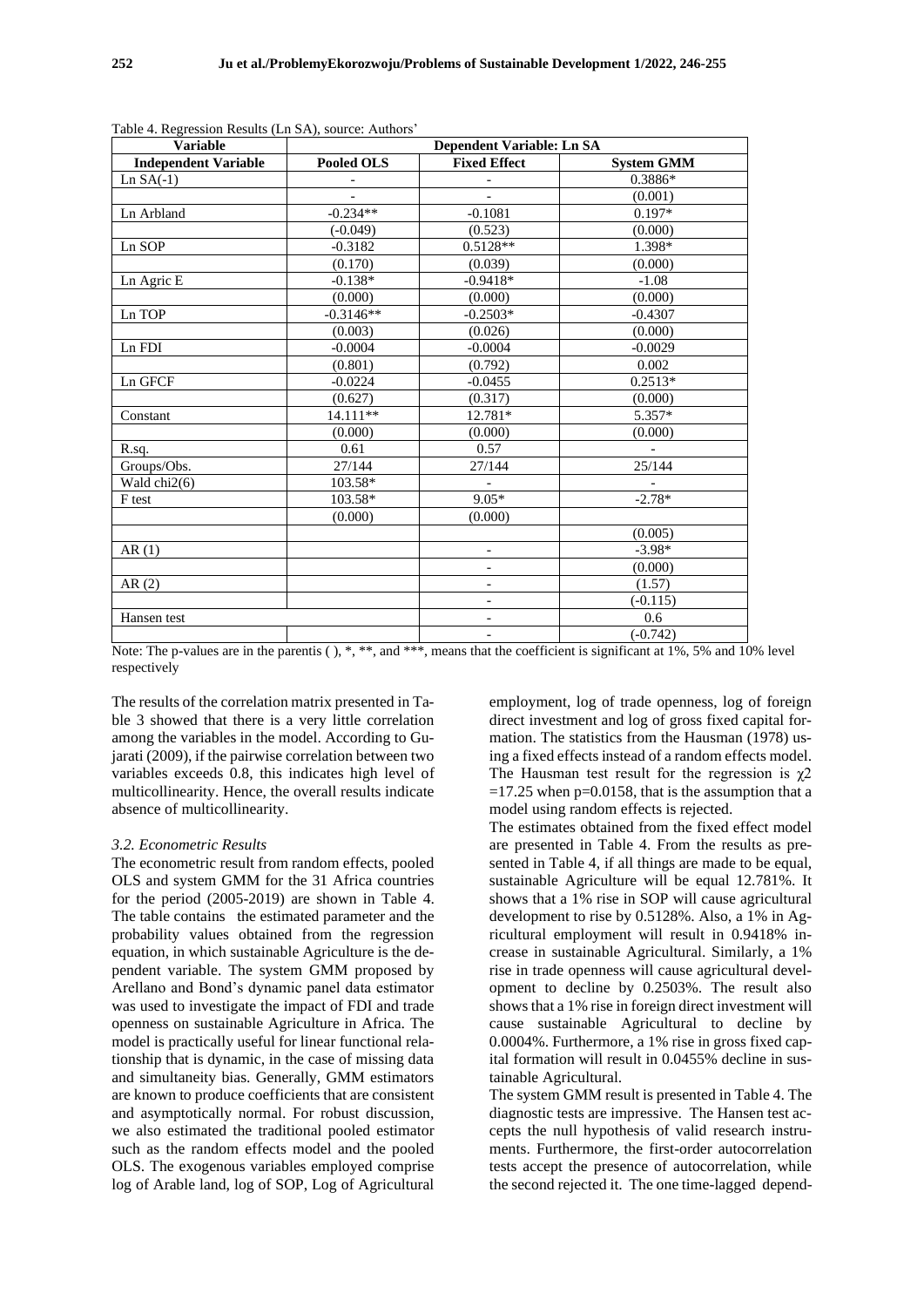Table 4. Regression Results (Ln SA), source: Authors'

| Variable | Dependent Variable: Ln SA | | |
|---|---|---|---|
| Independent Variable | Pooled OLS | Fixed Effect | System GMM |
| Ln SA(-1) | - | - | 0.3886* |
| | - | - | (0.001) |
| Ln Arbland | -0.234** | -0.1081 | 0.197* |
| | (-0.049) | (0.523) | (0.000) |
| Ln SOP | -0.3182 | 0.5128** | 1.398* |
| | (0.170) | (0.039) | (0.000) |
| Ln Agric E | -0.138* | -0.9418* | -1.08 |
| | (0.000) | (0.000) | (0.000) |
| Ln TOP | -0.3146** | -0.2503* | -0.4307 |
| | (0.003) | (0.026) | (0.000) |
| Ln FDI | -0.0004 | -0.0004 | -0.0029 |
| | (0.801) | (0.792) | 0.002 |
| Ln GFCF | -0.0224 | -0.0455 | 0.2513* |
| | (0.627) | (0.317) | (0.000) |
| Constant | 14.111** | 12.781* | 5.357* |
| | (0.000) | (0.000) | (0.000) |
| R.sq. | 0.61 | 0.57 | - |
| Groups/Obs. | 27/144 | 27/144 | 25/144 |
| Wald chi2(6) | 103.58* | - | - |
| F test | 103.58* | 9.05* | -2.78* |
| | (0.000) | (0.000) | |
| | | | (0.005) |
| AR (1) | | - | -3.98* |
| | | - | (0.000) |
| AR (2) | | - | (1.57) |
| | | - | (-0.115) |
| Hansen test | | - | 0.6 |
| | | - | (-0.742) |

Note: The p-values are in the parentis ( ), *, **, and ***, means that the coefficient is significant at 1%, 5% and 10% level respectively

The results of the correlation matrix presented in Table 3 showed that there is a very little correlation among the variables in the model. According to Gujarati (2009), if the pairwise correlation between two variables exceeds 0.8, this indicates high level of multicollinearity. Hence, the overall results indicate absence of multicollinearity.

### *3.2. Econometric Results*

The econometric result from random effects, pooled OLS and system GMM for the 31 Africa countries for the period (2005-2019) are shown in Table 4. The table contains the estimated parameter and the probability values obtained from the regression equation, in which sustainable Agriculture is the dependent variable. The system GMM proposed by Arellano and Bond's dynamic panel data estimator was used to investigate the impact of FDI and trade openness on sustainable Agriculture in Africa. The model is practically useful for linear functional relationship that is dynamic, in the case of missing data and simultaneity bias. Generally, GMM estimators are known to produce coefficients that are consistent and asymptotically normal. For robust discussion, we also estimated the traditional pooled estimator such as the random effects model and the pooled OLS. The exogenous variables employed comprise log of Arable land, log of SOP, Log of Agricultural employment, log of trade openness, log of foreign direct investment and log of gross fixed capital formation. The statistics from the Hausman (1978) using a fixed effects instead of a random effects model. The Hausman test result for the regression is $\chi2 = 17.25$ when $p=0.0158$, that is the assumption that a model using random effects is rejected.

The estimates obtained from the fixed effect model are presented in Table 4. From the results as presented in Table 4, if all things are made to be equal, sustainable Agriculture will be equal 12.781%. It shows that a 1% rise in SOP will cause agricultural development to rise by 0.5128%. Also, a 1% in Agricultural employment will result in 0.9418% increase in sustainable Agricultural. Similarly, a 1% rise in trade openness will cause agricultural development to decline by 0.2503%. The result also shows that a 1% rise in foreign direct investment will cause sustainable Agricultural to decline by 0.0004%. Furthermore, a 1% rise in gross fixed capital formation will result in 0.0455% decline in sustainable Agricultural.

The system GMM result is presented in Table 4. The diagnostic tests are impressive. The Hansen test accepts the null hypothesis of valid research instruments. Furthermore, the first-order autocorrelation tests accept the presence of autocorrelation, while the second rejected it. The one time-lagged depend-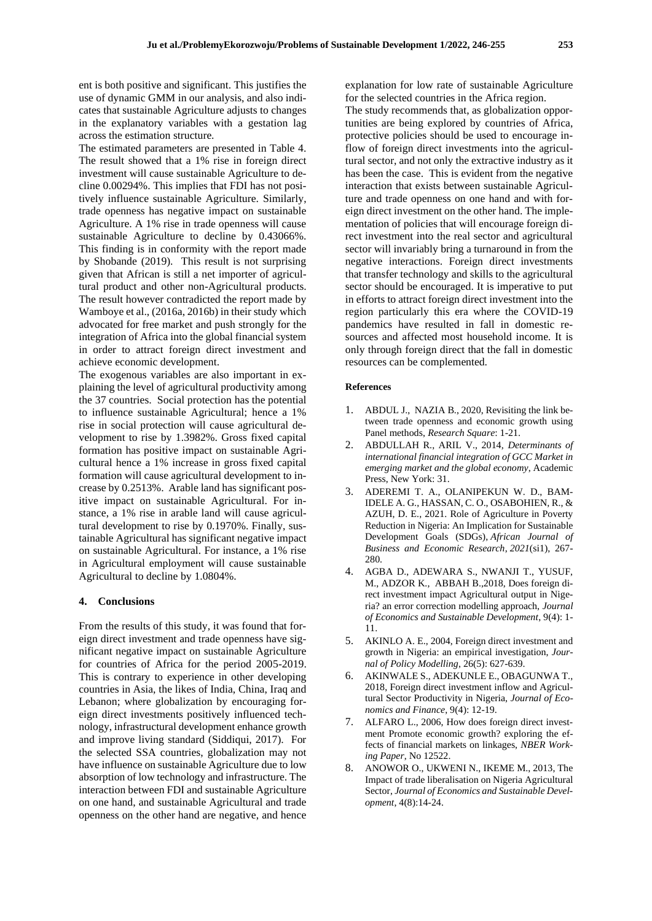ent is both positive and significant. This justifies the use of dynamic GMM in our analysis, and also indicates that sustainable Agriculture adjusts to changes in the explanatory variables with a gestation lag across the estimation structure.

The estimated parameters are presented in Table 4. The result showed that a 1% rise in foreign direct investment will cause sustainable Agriculture to decline 0.00294%. This implies that FDI has not positively influence sustainable Agriculture. Similarly, trade openness has negative impact on sustainable Agriculture. A 1% rise in trade openness will cause sustainable Agriculture to decline by 0.43066%. This finding is in conformity with the report made by Shobande (2019). This result is not surprising given that African is still a net importer of agricultural product and other non-Agricultural products. The result however contradicted the report made by Wamboye et al., (2016a, 2016b) in their study which advocated for free market and push strongly for the integration of Africa into the global financial system in order to attract foreign direct investment and achieve economic development.

The exogenous variables are also important in explaining the level of agricultural productivity among the 37 countries. Social protection has the potential to influence sustainable Agricultural; hence a 1% rise in social protection will cause agricultural development to rise by 1.3982%. Gross fixed capital formation has positive impact on sustainable Agricultural hence a 1% increase in gross fixed capital formation will cause agricultural development to increase by 0.2513%. Arable land has significant positive impact on sustainable Agricultural. For instance, a 1% rise in arable land will cause agricultural development to rise by 0.1970%. Finally, sustainable Agricultural has significant negative impact on sustainable Agricultural. For instance, a 1% rise in Agricultural employment will cause sustainable Agricultural to decline by 1.0804%.

## 4. Conclusions

From the results of this study, it was found that foreign direct investment and trade openness have significant negative impact on sustainable Agriculture for countries of Africa for the period 2005-2019. This is contrary to experience in other developing countries in Asia, the likes of India, China, Iraq and Lebanon; where globalization by encouraging foreign direct investments positively influenced technology, infrastructural development enhance growth and improve living standard (Siddiqui, 2017). For the selected SSA countries, globalization may not have influence on sustainable Agriculture due to low absorption of low technology and infrastructure. The interaction between FDI and sustainable Agriculture on one hand, and sustainable Agricultural and trade openness on the other hand are negative, and hence explanation for low rate of sustainable Agriculture for the selected countries in the Africa region.

The study recommends that, as globalization opportunities are being explored by countries of Africa, protective policies should be used to encourage inflow of foreign direct investments into the agricultural sector, and not only the extractive industry as it has been the case. This is evident from the negative interaction that exists between sustainable Agriculture and trade openness on one hand and with foreign direct investment on the other hand. The implementation of policies that will encourage foreign direct investment into the real sector and agricultural sector will invariably bring a turnaround in from the negative interactions. Foreign direct investments that transfer technology and skills to the agricultural sector should be encouraged. It is imperative to put in efforts to attract foreign direct investment into the region particularly this era where the COVID-19 pandemics have resulted in fall in domestic resources and affected most household income. It is only through foreign direct that the fall in domestic resources can be complemented.

### References

1. ABDUL J., NAZIA B., 2020, Revisiting the link between trade openness and economic growth using Panel methods, *Research Square*: 1-21.
2. ABDULLAH R., ARIL V., 2014, *Determinants of international financial integration of GCC Market in emerging market and the global economy*, Academic Press, New York: 31.
3. ADEREMI T. A., OLANIPEKUN W. D., BAMIDELE A. G., HASSAN, C. O., OSABOHIEN, R., & AZUH, D. E., 2021. Role of Agriculture in Poverty Reduction in Nigeria: An Implication for Sustainable Development Goals (SDGs), *African Journal of Business and Economic Research*, *2021*(si1), 267-280.
4. AGBA D., ADEWARA S., NWANJI T., YUSUF, M., ADZOR K., ABBAH B.,2018, Does foreign direct investment impact Agricultural output in Nigeria? an error correction modelling approach, *Journal of Economics and Sustainable Development*, 9(4): 1-11.
5. AKINLO A. E., 2004, Foreign direct investment and growth in Nigeria: an empirical investigation, *Journal of Policy Modelling*, 26(5): 627-639.
6. AKINWALE S., ADEKUNLE E., OBAGUNWA T., 2018, Foreign direct investment inflow and Agricultural Sector Productivity in Nigeria, *Journal of Economics and Finance*, 9(4): 12-19.
7. ALFARO L., 2006, How does foreign direct investment Promote economic growth? exploring the effects of financial markets on linkages, *NBER Working Paper*, No 12522.
8. ANOWOR O., UKWENI N., IKEME M., 2013, The Impact of trade liberalisation on Nigeria Agricultural Sector, *Journal of Economics and Sustainable Development*, 4(8):14-24.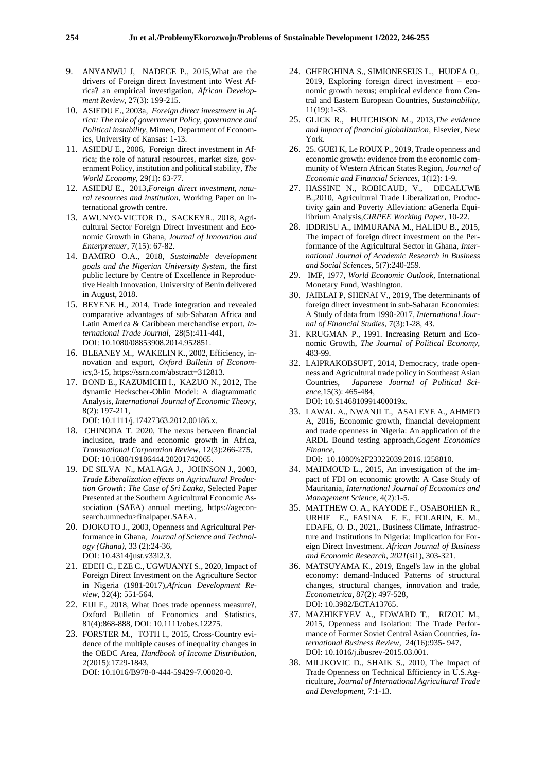9. ANYANWU J, NADEGE P., 2015,What are the drivers of Foreign direct Investment into West Africa? an empirical investigation, *African Development Review*, 27(3): 199-215.
10. ASIEDU E., 2003a, *Foreign direct investment in Africa: The role of government Policy, governance and Political instability*, Mimeo, Department of Economics, University of Kansas: 1-13.
11. ASIEDU E., 2006, Foreign direct investment in Africa; the role of natural resources, market size, government Policy, institution and political stability, *The World Economy*, 29(1): 63-77.
12. ASIEDU E., 2013,*Foreign direct investment, natural resources and institution*, Working Paper on international growth centre.
13. AWUNYO-VICTOR D., SACKEYR., 2018, Agricultural Sector Foreign Direct Investment and Economic Growth in Ghana, *Journal of Innovation and Enterprenuer*, 7(15): 67-82.
14. BAMIRO O.A., 2018, *Sustainable development goals and the Nigerian University System*, the first public lecture by Centre of Excellence in Reproductive Health Innovation, University of Benin delivered in August, 2018.
15. BEYENE H., 2014, Trade integration and revealed comparative advantages of sub-Saharan Africa and Latin America & Caribbean merchandise export, *International Trade Journal*, 28(5):411-441, DOI: 10.1080/08853908.2014.952851.
16. BLEANEY M., WAKELIN K., 2002, Efficiency, innovation and export, *Oxford Bulletin of Economics*,3-15, https://ssrn.com/abstract=312813.
17. BOND E., KAZUMICHI I., KAZUO N., 2012, The dynamic Heckscher-Ohlin Model: A diagrammatic Analysis, *International Journal of Economic Theory*, 8(2): 197-211, DOI: 10.1111/j.17427363.2012.00186.x.
18. CHINODA T. 2020, The nexus between financial inclusion, trade and economic growth in Africa, *Transnational Corporation Review*, 12(3):266-275, DOI: 10.1080/19186444.20201742065.
19. DE SILVA N., MALAGA J., JOHNSON J., 2003, *Trade Liberalization effects on Agricultural Production Growth: The Case of Sri Lanka*, Selected Paper Presented at the Southern Agricultural Economic Association (SAEA) annual meeting, https://ageconsearch.umnedu>finalpaper.SAEA.
20. DJOKOTO J., 2003, Openness and Agricultural Performance in Ghana, *Journal of Science and Technology (Ghana)*, 33 (2):24-36, DOI: 10.4314/just.v33i2.3.
21. EDEH C., EZE C., UGWUANYI S., 2020, Impact of Foreign Direct Investment on the Agriculture Sector in Nigeria (1981-2017),*African Development Review*, 32(4): 551-564.
22. EIJI F., 2018, What Does trade openness measure?, Oxford Bulletin of Economics and Statistics, 81(4):868-888, DOI: 10.1111/obes.12275.
23. FORSTER M., TOTH I., 2015, Cross-Country evidence of the multiple causes of inequality changes in the OEDC Area, *Handbook of Income Distribution*, 2(2015):1729-1843, DOI: 10.1016/B978-0-444-59429-7.00020-0.
24. GHERGHINA S., SIMIONESEUS L., HUDEA O,. 2019, Exploring foreign direct investment – economic growth nexus; empirical evidence from Central and Eastern European Countries, *Sustainability*, 11(19):1-33.
25. GLICK R., HUTCHISON M., 2013,*The evidence and impact of financial globalization*, Elsevier, New York.
26. 25. GUEI K, Le ROUX P., 2019, Trade openness and economic growth: evidence from the economic community of Western African States Region, *Journal of Economic and Financial Sciences*, 1(12): 1-9.
27. HASSINE N., ROBICAUD, V., DECALUWE B.,2010, Agricultural Trade Liberalization, Productivity gain and Poverty Alleviation: aGenerla Equilibrium Analysis,*CIRPEE Working Paper*, 10-22.
28. IDDRISU A., IMMURANA M., HALIDU B., 2015, The impact of foreign direct investment on the Performance of the Agricultural Sector in Ghana, *International Journal of Academic Research in Business and Social Sciences*, 5(7):240-259.
29. IMF, 1977, *World Economic Outlook*, International Monetary Fund, Washington.
30. JAIBLAI P, SHENAI V., 2019, The determinants of foreign direct investment in sub-Saharan Economies: A Study of data from 1990-2017, *International Journal of Financial Studies*, 7(3):1-28, 43.
31. KRUGMAN P., 1991. Increasing Return and Economic Growth, *The Journal of Political Economy*, 483-99.
32. LAIPRAKOBSUPT, 2014, Democracy, trade openness and Agricultural trade policy in Southeast Asian Countries, *Japanese Journal of Political Science*,15(3): 465-484, DOI: 10.S146810991400019x.
33. LAWAL A., NWANJI T., ASALEYE A., AHMED A, 2016, Economic growth, financial development and trade openness in Nigeria: An application of the ARDL Bound testing approach,*Cogent Economics Finance*, DOI: 10.1080%2F23322039.2016.1258810.
34. MAHMOUD L., 2015, An investigation of the impact of FDI on economic growth: A Case Study of Mauritania, *International Journal of Economics and Management Science*, 4(2):1-5.
35. MATTHEW O. A., KAYODE F., OSABOHIEN R., URHIE E., FASINA F. F., FOLARIN, E. M., EDAFE, O. D., 2021,. Business Climate, Infrastructure and Institutions in Nigeria: Implication for Foreign Direct Investment. *African Journal of Business and Economic Research*, *2021*(si1), 303-321.
36. MATSUYAMA K., 2019, Engel's law in the global economy: demand-Induced Patterns of structural changes, structural changes, innovation and trade, *Econometrica*, 87(2): 497-528, DOI: 10.3982/ECTA13765.
37. MAZHIKEYEV A., EDWARD T., RIZOU M., 2015, Openness and Isolation: The Trade Performance of Former Soviet Central Asian Countries, *International Business Review*, 24(16):935- 947, DOI: 10.1016/j.ibusrev-2015.03.001.
38. MILJKOVIC D., SHAIK S., 2010, The Impact of Trade Openness on Technical Efficiency in U.S.Agriculture, *Journal of International Agricultural Trade and Development*, 7:1-13.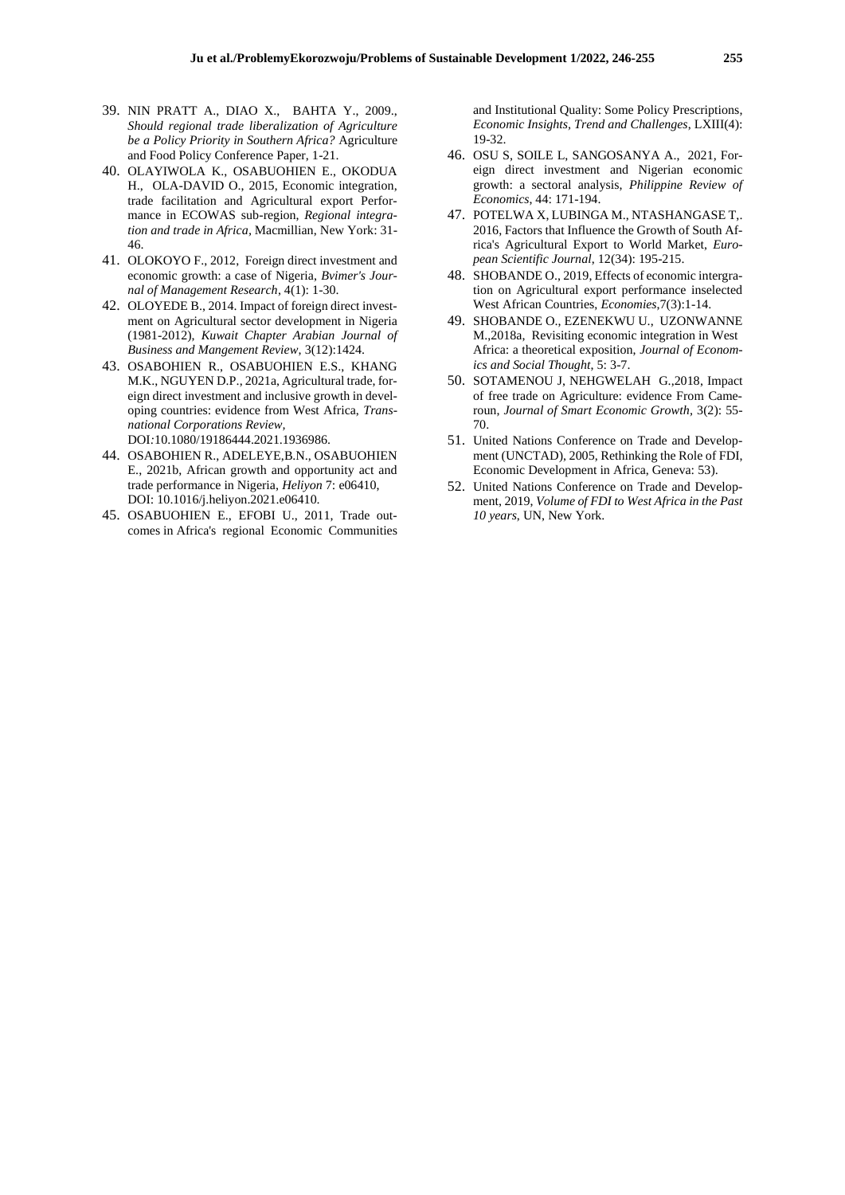39. NIN PRATT A., DIAO X., BAHTA Y., 2009., *Should regional trade liberalization of Agriculture be a Policy Priority in Southern Africa?* Agriculture and Food Policy Conference Paper, 1-21.
40. OLAYIWOLA K., OSABUOHIEN E., OKODUA H., OLA-DAVID O., 2015, Economic integration, trade facilitation and Agricultural export Performance in ECOWAS sub-region, *Regional integration and trade in Africa*, Macmillian, New York: 31-46.
41. OLOKOYO F., 2012, Foreign direct investment and economic growth: a case of Nigeria, *Bvimer's Journal of Management Research*, 4(1): 1-30.
42. OLOYEDE B., 2014. Impact of foreign direct investment on Agricultural sector development in Nigeria (1981-2012), *Kuwait Chapter Arabian Journal of Business and Mangement Review*, 3(12):1424.
43. OSABOHIEN R., OSABUOHIEN E.S., KHANG M.K., NGUYEN D.P., 2021a, Agricultural trade, foreign direct investment and inclusive growth in developing countries: evidence from West Africa, *Transnational Corporations Review*, DOI:10.1080/19186444.2021.1936986.
44. OSABOHIEN R., ADELEYE,B.N., OSABUOHIEN E., 2021b, African growth and opportunity act and trade performance in Nigeria, *Heliyon* 7: e06410, DOI: 10.1016/j.heliyon.2021.e06410.
45. OSABUOHIEN E., EFOBI U., 2011, Trade outcomes in Africa's regional Economic Communities and Institutional Quality: Some Policy Prescriptions, *Economic Insights, Trend and Challenges*, LXIII(4): 19-32.
46. OSU S, SOILE L, SANGOSANYA A., 2021, Foreign direct investment and Nigerian economic growth: a sectoral analysis, *Philippine Review of Economics*, 44: 171-194.
47. POTELWA X, LUBINGA M., NTASHANGASE T,. 2016, Factors that Influence the Growth of South Africa's Agricultural Export to World Market, *European Scientific Journal*, 12(34): 195-215.
48. SHOBANDE O., 2019, Effects of economic intergration on Agricultural export performance inselected West African Countries, *Economies*,7(3):1-14.
49. SHOBANDE O., EZENEKWU U., UZONWANNE M.,2018a, Revisiting economic integration in West Africa: a theoretical exposition, *Journal of Economics and Social Thought*, 5: 3-7.
50. SOTAMENOU J, NEHGWELAH G.,2018, Impact of free trade on Agriculture: evidence From Cameroun, *Journal of Smart Economic Growth*, 3(2): 55-70.
51. United Nations Conference on Trade and Development (UNCTAD), 2005, Rethinking the Role of FDI, Economic Development in Africa, Geneva: 53).
52. United Nations Conference on Trade and Development, 2019, *Volume of FDI to West Africa in the Past 10 years*, UN, New York.